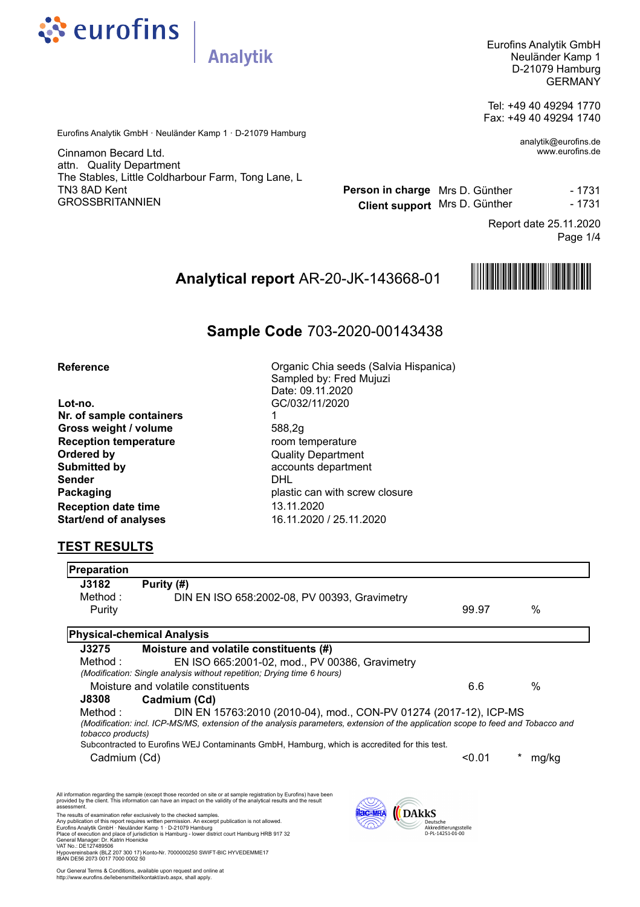eurofins | Analytik

Eurofins Analytik GmbH
Neuländer Kamp 1
D-21079 Hamburg
GERMANY

Tel: +49 40 49294 1770
Fax: +49 40 49294 1740

analytik@eurofins.de
www.eurofins.de

Eurofins Analytik GmbH · Neuländer Kamp 1 · D-21079 Hamburg

Cinnamon Becard Ltd.
attn. Quality Department
The Stables, Little Coldharbour Farm, Tong Lane, L
TN3 8AD Kent
GROSSBRITANNIEN

**Person in charge** Mrs D. Günther - 1731
**Client support** Mrs D. Günther - 1731

Report date 25.11.2020

# **Analytical report** AR-20-JK-143668-01

## **Sample Code** 703-2020-00143438

| | |
|---|---|
| **Reference** | Organic Chia seeds (Salvia Hispanica)<br>Sampled by: Fred Mujuzi<br>Date: 09.11.2020 |
| **Lot-no.** | GC/032/11/2020 |
| **Nr. of sample containers** | 1 |
| **Gross weight / volume** | 588,2g |
| **Reception temperature** | room temperature |
| **Ordered by** | Quality Department |
| **Submitted by** | accounts department |
| **Sender** | DHL |
| **Packaging** | plastic can with screw closure |
| **Reception date time** | 13.11.2020 |
| **Start/end of analyses** | 16.11.2020 / 25.11.2020 |

## TEST RESULTS

**Preparation**

**J3182** **Purity (#)**
Method : DIN EN ISO 658:2002-08, PV 00393, Gravimetry

| | | |
|---|---|---|
| Purity | 99.97 | % |

**Physical-chemical Analysis**

**J3275** **Moisture and volatile constituents (#)**
Method : EN ISO 665:2001-02, mod., PV 00386, Gravimetry
*(Modification: Single analysis without repetition; Drying time 6 hours)*

| | | |
|---|---|---|
| Moisture and volatile constituents | 6.6 | % |

**J8308** **Cadmium (Cd)**
Method : DIN EN 15763:2010 (2010-04), mod., CON-PV 01274 (2017-12), ICP-MS
*(Modification: incl. ICP-MS/MS, extension of the analysis parameters, extension of the application scope to feed and Tobacco and tobacco products)*
Subcontracted to Eurofins WEJ Contaminants GmbH, Hamburg, which is accredited for this test.

| | | | |
|---|---|---|---|
| Cadmium (Cd) | <0.01 | * | mg/kg |

All information regarding the sample (except those recorded on site or at sample registration by Eurofins) have been provided by the client. This information can have an impact on the validity of the analytical results and the result assessment.
The results of examination refer exclusively to the checked samples.
Any publication of this report requires written permission. An excerpt publication is not allowed.
Eurofins Analytik GmbH · Neuländer Kamp 1 · D-21079 Hamburg
Place of execution and place of jurisdiction is Hamburg - lower district court Hamburg HRB 917 32
General Manager: Dr. Katrin Hoenicke
VAT No.: DE127489506
Hypovereinsbank (BLZ 207 300 17) Konto-Nr. 7000000250 SWIFT-BIC HYVEDEMME17
IBAN DE56 2073 0017 7000 0002 50

Our General Terms & Conditions, available upon request and online at http://www.eurofins.de/lebensmittel/kontakt/avb.aspx, shall apply.

ilac-MRA | DAkkS Deutsche Akkreditierungsstelle D-PL-14251-01-00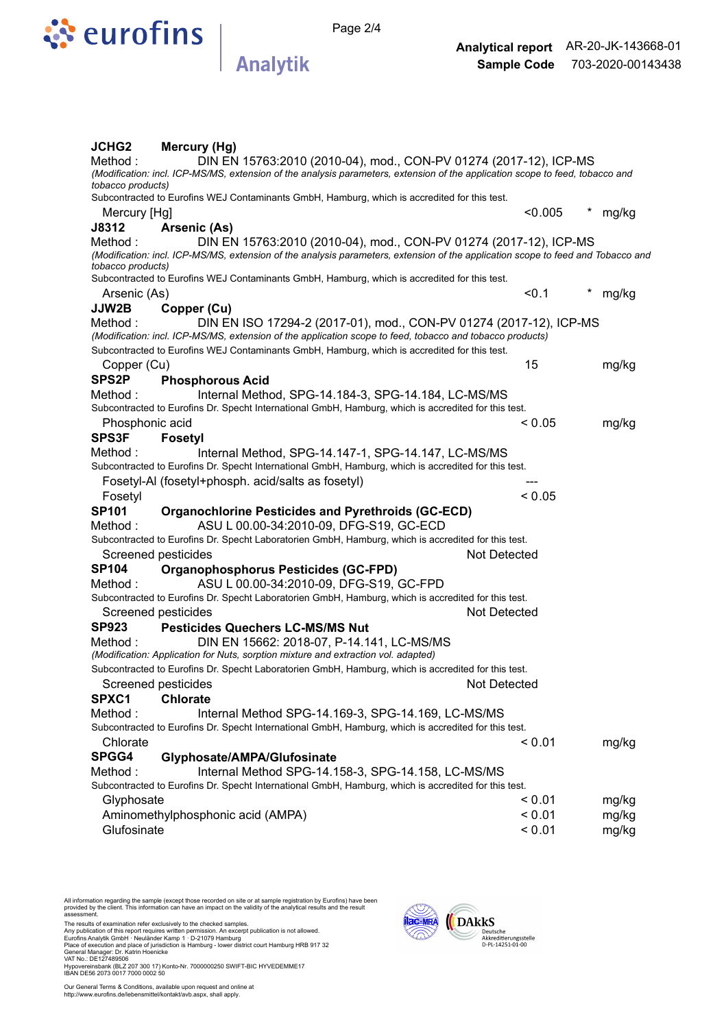**Analytical report** AR-20-JK-143668-01
**Sample Code** 703-2020-00143438

**JCHG2 Mercury (Hg)**

Method : DIN EN 15763:2010 (2010-04), mod., CON-PV 01274 (2017-12), ICP-MS

*(Modification: incl. ICP-MS/MS, extension of the analysis parameters, extension of the application scope to feed, tobacco and tobacco products)*

Subcontracted to Eurofins WEJ Contaminants GmbH, Hamburg, which is accredited for this test.

| | | | |
|---|---|---|---|
| Mercury [Hg] | <0.005 | * | mg/kg |

**J8312 Arsenic (As)**

Method : DIN EN 15763:2010 (2010-04), mod., CON-PV 01274 (2017-12), ICP-MS

*(Modification: incl. ICP-MS/MS, extension of the analysis parameters, extension of the application scope to feed and Tobacco and tobacco products)*

Subcontracted to Eurofins WEJ Contaminants GmbH, Hamburg, which is accredited for this test.

| | | | |
|---|---|---|---|
| Arsenic (As) | <0.1 | * | mg/kg |

**JJW2B Copper (Cu)**

Method : DIN EN ISO 17294-2 (2017-01), mod., CON-PV 01274 (2017-12), ICP-MS

*(Modification: incl. ICP-MS/MS, extension of the application scope to feed, tobacco and tobacco products)*

Subcontracted to Eurofins WEJ Contaminants GmbH, Hamburg, which is accredited for this test.

| | | | |
|---|---|---|---|
| Copper (Cu) | 15 | | mg/kg |

**SPS2P Phosphorous Acid**

Method : Internal Method, SPG-14.184-3, SPG-14.184, LC-MS/MS

Subcontracted to Eurofins Dr. Specht International GmbH, Hamburg, which is accredited for this test.

| | | | |
|---|---|---|---|
| Phosphonic acid | < 0.05 | | mg/kg |

**SPS3F Fosetyl**

Method : Internal Method, SPG-14.147-1, SPG-14.147, LC-MS/MS

Subcontracted to Eurofins Dr. Specht International GmbH, Hamburg, which is accredited for this test.

| | | | |
|---|---|---|---|
| Fosetyl-Al (fosetyl+phosph. acid/salts as fosetyl) | --- | | |
| Fosetyl | < 0.05 | | |

**SP101 Organochlorine Pesticides and Pyrethroids (GC-ECD)**

Method : ASU L 00.00-34:2010-09, DFG-S19, GC-ECD

Subcontracted to Eurofins Dr. Specht Laboratorien GmbH, Hamburg, which is accredited for this test.

| | |
|---|---|
| Screened pesticides | Not Detected |

**SP104 Organophosphorus Pesticides (GC-FPD)**

Method : ASU L 00.00-34:2010-09, DFG-S19, GC-FPD

Subcontracted to Eurofins Dr. Specht Laboratorien GmbH, Hamburg, which is accredited for this test.

| | |
|---|---|
| Screened pesticides | Not Detected |

**SP923 Pesticides Quechers LC-MS/MS Nut**

Method : DIN EN 15662: 2018-07, P-14.141, LC-MS/MS

*(Modification: Application for Nuts, sorption mixture and extraction vol. adapted)*

Subcontracted to Eurofins Dr. Specht Laboratorien GmbH, Hamburg, which is accredited for this test.

| | |
|---|---|
| Screened pesticides | Not Detected |

**SPXC1 Chlorate**

Method : Internal Method SPG-14.169-3, SPG-14.169, LC-MS/MS

Subcontracted to Eurofins Dr. Specht International GmbH, Hamburg, which is accredited for this test.

| | | | |
|---|---|---|---|
| Chlorate | < 0.01 | | mg/kg |

**SPGG4 Glyphosate/AMPA/Glufosinate**

Method : Internal Method SPG-14.158-3, SPG-14.158, LC-MS/MS

Subcontracted to Eurofins Dr. Specht International GmbH, Hamburg, which is accredited for this test.

| | | | |
|---|---|---|---|
| Glyphosate | < 0.01 | | mg/kg |
| Aminomethylphosphonic acid (AMPA) | < 0.01 | | mg/kg |
| Glufosinate | < 0.01 | | mg/kg |

All information regarding the sample (except those recorded on site or at sample registration by Eurofins) have been provided by the client. This information can have an impact on the validity of the analytical results and the result assessment.
The results of examination refer exclusively to the checked samples.
Any publication of this report requires written permission. An excerpt publication is not allowed.
Eurofins Analytik GmbH · Neuländer Kamp 1 · D-21079 Hamburg
Place of execution and place of jurisdiction is Hamburg - lower district court Hamburg HRB 917 32
General Manager: Dr. Katrin Hoenicke
VAT No.: DE127489506
Hypovereinsbank (BLZ 207 300 17) Konto-Nr. 7000000250 SWIFT-BIC HYVEDEMME17
IBAN DE56 2073 0017 7000 0002 50

Our General Terms & Conditions, available upon request and online at http://www.eurofins.de/lebensmittel/kontakt/avb.aspx, shall apply.

DAkkS Deutsche Akkreditierungsstelle D-PL-14251-01-00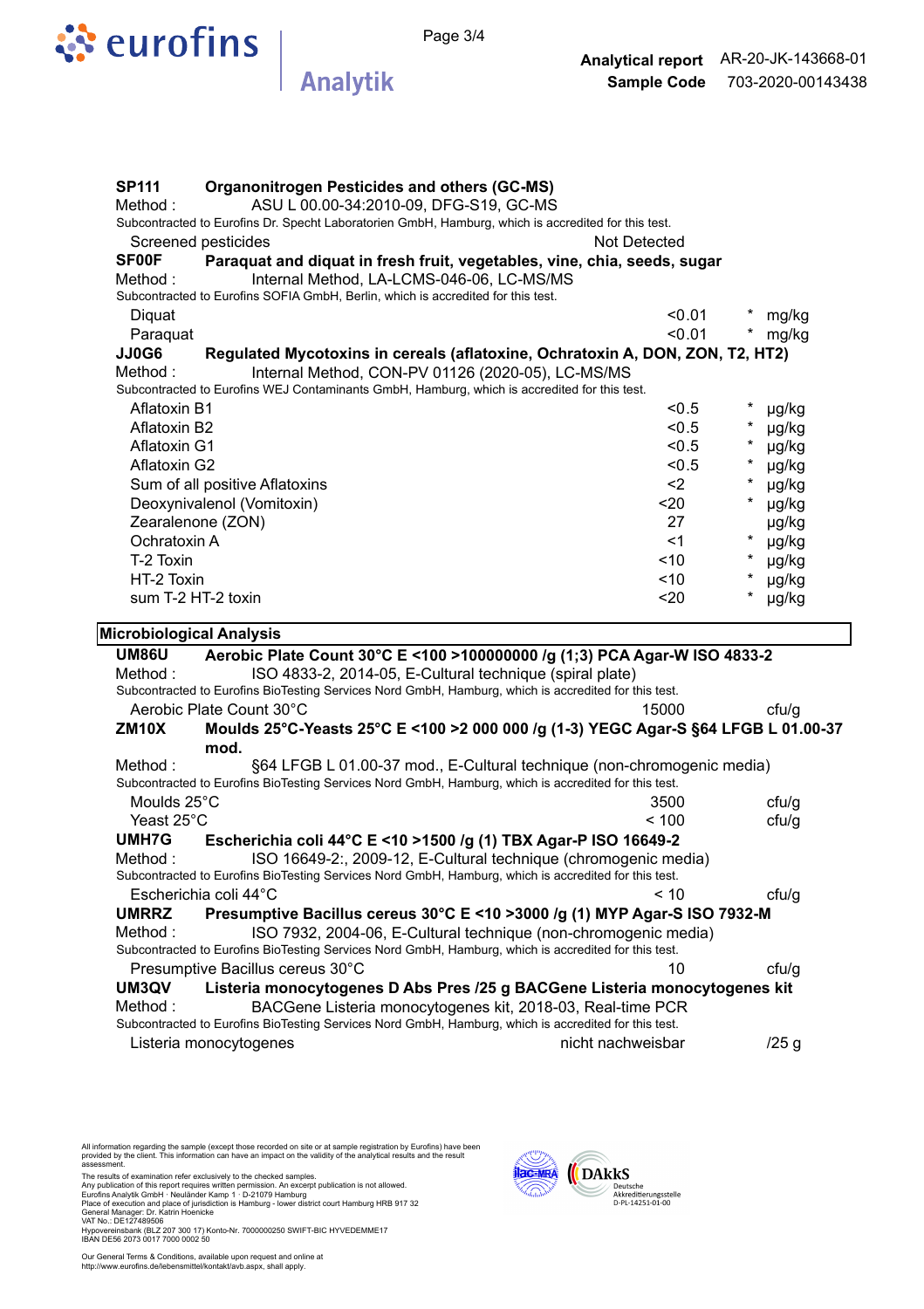**SP111 Organonitrogen Pesticides and others (GC-MS)**

Method : ASU L 00.00-34:2010-09, DFG-S19, GC-MS

Subcontracted to Eurofins Dr. Specht Laboratorien GmbH, Hamburg, which is accredited for this test.

| Parameter | Result | | Unit |
|---|---|---|---|
| Screened pesticides | Not Detected | | |

**SF00F Paraquat and diquat in fresh fruit, vegetables, vine, chia, seeds, sugar**

Method : Internal Method, LA-LCMS-046-06, LC-MS/MS

Subcontracted to Eurofins SOFIA GmbH, Berlin, which is accredited for this test.

| Parameter | Result | | Unit |
|---|---|---|---|
| Diquat | <0.01 | * | mg/kg |
| Paraquat | <0.01 | * | mg/kg |

**JJ0G6 Regulated Mycotoxins in cereals (aflatoxine, Ochratoxin A, DON, ZON, T2, HT2)**

Method : Internal Method, CON-PV 01126 (2020-05), LC-MS/MS

Subcontracted to Eurofins WEJ Contaminants GmbH, Hamburg, which is accredited for this test.

| Parameter | Result | | Unit |
|---|---|---|---|
| Aflatoxin B1 | <0.5 | * | µg/kg |
| Aflatoxin B2 | <0.5 | * | µg/kg |
| Aflatoxin G1 | <0.5 | * | µg/kg |
| Aflatoxin G2 | <0.5 | * | µg/kg |
| Sum of all positive Aflatoxins | <2 | * | µg/kg |
| Deoxynivalenol (Vomitoxin) | <20 | * | µg/kg |
| Zearalenone (ZON) | 27 | | µg/kg |
| Ochratoxin A | <1 | * | µg/kg |
| T-2 Toxin | <10 | * | µg/kg |
| HT-2 Toxin | <10 | * | µg/kg |
| sum T-2 HT-2 toxin | <20 | * | µg/kg |

## Microbiological Analysis

**UM86U Aerobic Plate Count 30°C E <100 >100000000 /g (1;3) PCA Agar-W ISO 4833-2**

Method : ISO 4833-2, 2014-05, E-Cultural technique (spiral plate)

Subcontracted to Eurofins BioTesting Services Nord GmbH, Hamburg, which is accredited for this test.

| Parameter | Result | Unit |
|---|---|---|
| Aerobic Plate Count 30°C | 15000 | cfu/g |

**ZM10X Moulds 25°C-Yeasts 25°C E <100 >2 000 000 /g (1-3) YEGC Agar-S §64 LFGB L 01.00-37 mod.**

Method : §64 LFGB L 01.00-37 mod., E-Cultural technique (non-chromogenic media)

Subcontracted to Eurofins BioTesting Services Nord GmbH, Hamburg, which is accredited for this test.

| Parameter | Result | Unit |
|---|---|---|
| Moulds 25°C | 3500 | cfu/g |
| Yeast 25°C | < 100 | cfu/g |

**UMH7G Escherichia coli 44°C E <10 >1500 /g (1) TBX Agar-P ISO 16649-2**

Method : ISO 16649-2:, 2009-12, E-Cultural technique (chromogenic media)

Subcontracted to Eurofins BioTesting Services Nord GmbH, Hamburg, which is accredited for this test.

| Parameter | Result | Unit |
|---|---|---|
| Escherichia coli 44°C | < 10 | cfu/g |

**UMRRZ Presumptive Bacillus cereus 30°C E <10 >3000 /g (1) MYP Agar-S ISO 7932-M**

Method : ISO 7932, 2004-06, E-Cultural technique (non-chromogenic media)

Subcontracted to Eurofins BioTesting Services Nord GmbH, Hamburg, which is accredited for this test.

| Parameter | Result | Unit |
|---|---|---|
| Presumptive Bacillus cereus 30°C | 10 | cfu/g |

**UM3QV Listeria monocytogenes D Abs Pres /25 g BACGene Listeria monocytogenes kit**

Method : BACGene Listeria monocytogenes kit, 2018-03, Real-time PCR

Subcontracted to Eurofins BioTesting Services Nord GmbH, Hamburg, which is accredited for this test.

| Parameter | Result | Unit |
|---|---|---|
| Listeria monocytogenes | nicht nachweisbar | /25 g |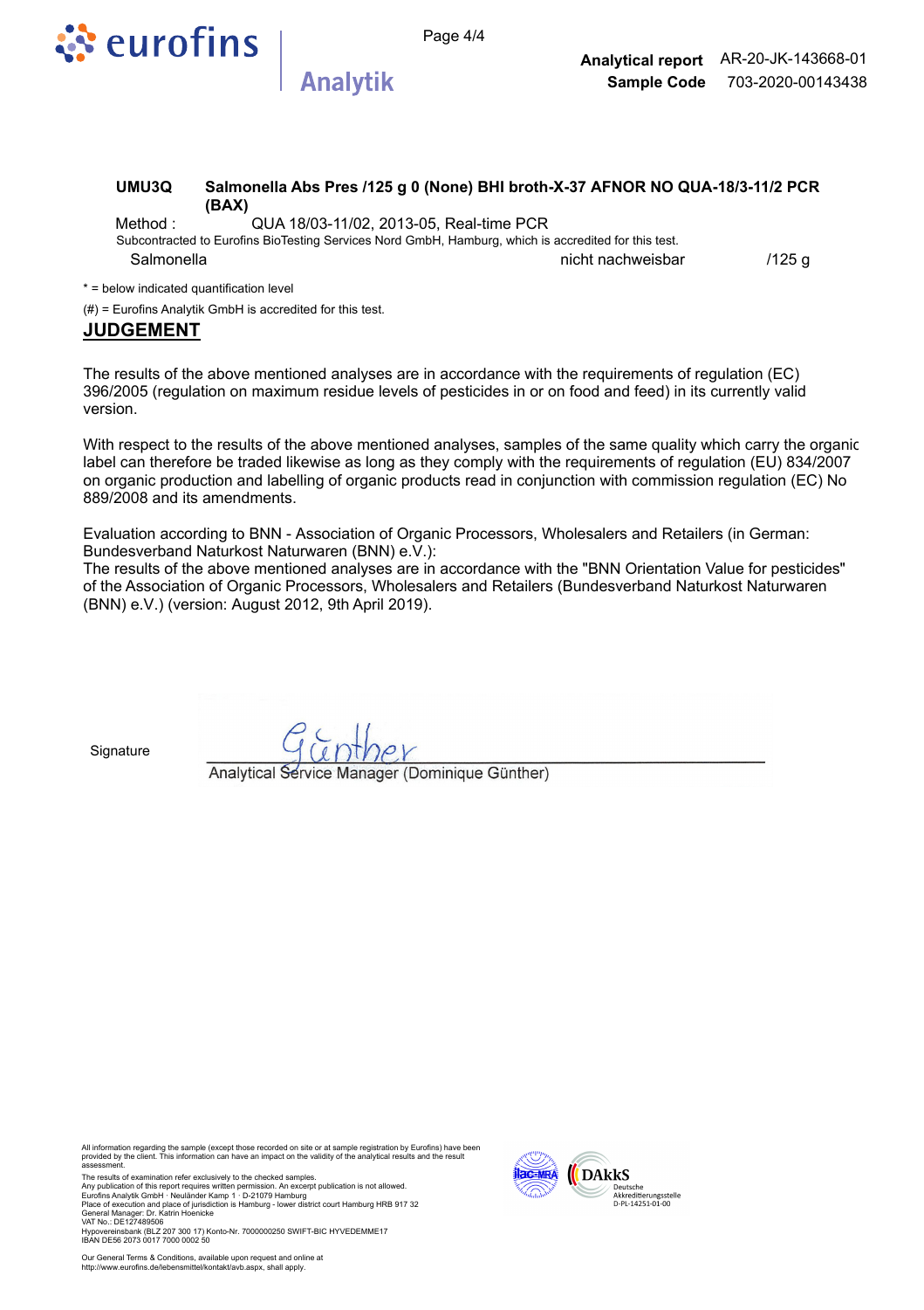Analytical report AR-20-JK-143668-01
Sample Code 703-2020-00143438

**UMU3Q** **Salmonella Abs Pres /125 g 0 (None) BHI broth-X-37 AFNOR NO QUA-18/3-11/2 PCR (BAX)**

Method : QUA 18/03-11/02, 2013-05, Real-time PCR

Subcontracted to Eurofins BioTesting Services Nord GmbH, Hamburg, which is accredited for this test.

| | | |
|---|---|---|
| Salmonella | nicht nachweisbar | /125 g |

* = below indicated quantification level

(#) = Eurofins Analytik GmbH is accredited for this test.

## JUDGEMENT

The results of the above mentioned analyses are in accordance with the requirements of regulation (EC) 396/2005 (regulation on maximum residue levels of pesticides in or on food and feed) in its currently valid version.

With respect to the results of the above mentioned analyses, samples of the same quality which carry the organic label can therefore be traded likewise as long as they comply with the requirements of regulation (EU) 834/2007 on organic production and labelling of organic products read in conjunction with commission regulation (EC) No 889/2008 and its amendments.

Evaluation according to BNN - Association of Organic Processors, Wholesalers and Retailers (in German: Bundesverband Naturkost Naturwaren (BNN) e.V.):
The results of the above mentioned analyses are in accordance with the "BNN Orientation Value for pesticides" of the Association of Organic Processors, Wholesalers and Retailers (Bundesverband Naturkost Naturwaren (BNN) e.V.) (version: August 2012, 9th April 2019).

Signature

Analytical Service Manager (Dominique Günther)

All information regarding the sample (except those recorded on site or at sample registration by Eurofins) have been provided by the client. This information can have an impact on the validity of the analytical results and the result assessment.

The results of examination refer exclusively to the checked samples.
Any publication of this report requires written permission. An excerpt publication is not allowed.
Eurofins Analytik GmbH · Neuländer Kamp 1 · D-21079 Hamburg
Place of execution and place of jurisdiction is Hamburg - lower district court Hamburg HRB 917 32
General Manager: Dr. Katrin Hoenicke
VAT No.: DE127489506
Hypovereinsbank (BLZ 207 300 17) Konto-Nr. 7000000250 SWIFT-BIC HYVEDEMME17
IBAN DE56 2073 0017 7000 0002 50

Our General Terms & Conditions, available upon request and online at http://www.eurofins.de/lebensmittel/kontakt/avb.aspx, shall apply.

DAkkS Deutsche Akkreditierungsstelle D-PL-14251-01-00